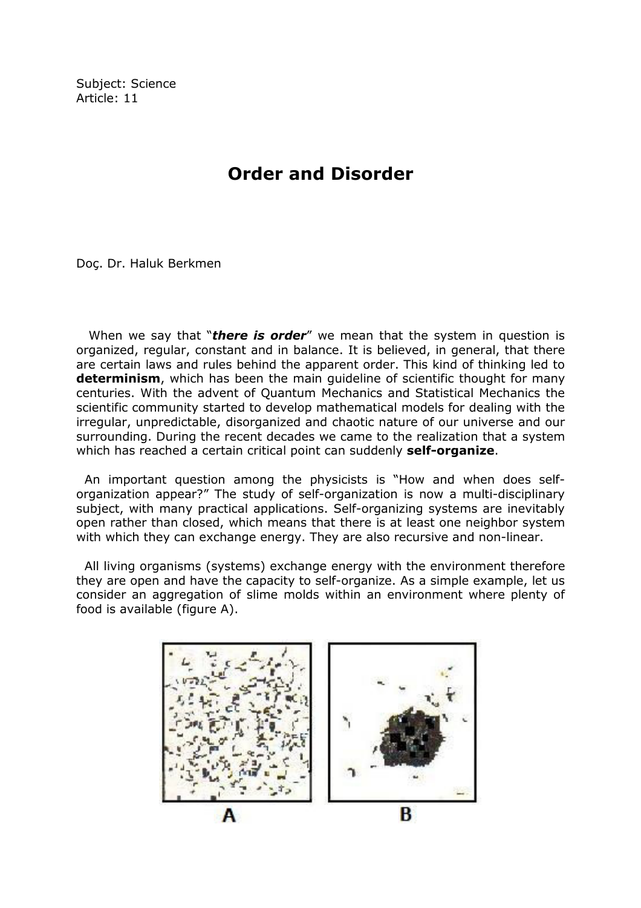Subject: Science
Article: 11

# Order and Disorder

Doç. Dr. Haluk Berkmen

When we say that "***there is order***" we mean that the system in question is organized, regular, constant and in balance. It is believed, in general, that there are certain laws and rules behind the apparent order. This kind of thinking led to **determinism**, which has been the main guideline of scientific thought for many centuries. With the advent of Quantum Mechanics and Statistical Mechanics the scientific community started to develop mathematical models for dealing with the irregular, unpredictable, disorganized and chaotic nature of our universe and our surrounding. During the recent decades we came to the realization that a system which has reached a certain critical point can suddenly **self-organize**.

An important question among the physicists is "How and when does self-organization appear?" The study of self-organization is now a multi-disciplinary subject, with many practical applications. Self-organizing systems are inevitably open rather than closed, which means that there is at least one neighbor system with which they can exchange energy. They are also recursive and non-linear.

All living organisms (systems) exchange energy with the environment therefore they are open and have the capacity to self-organize. As a simple example, let us consider an aggregation of slime molds within an environment where plenty of food is available (figure A).

A B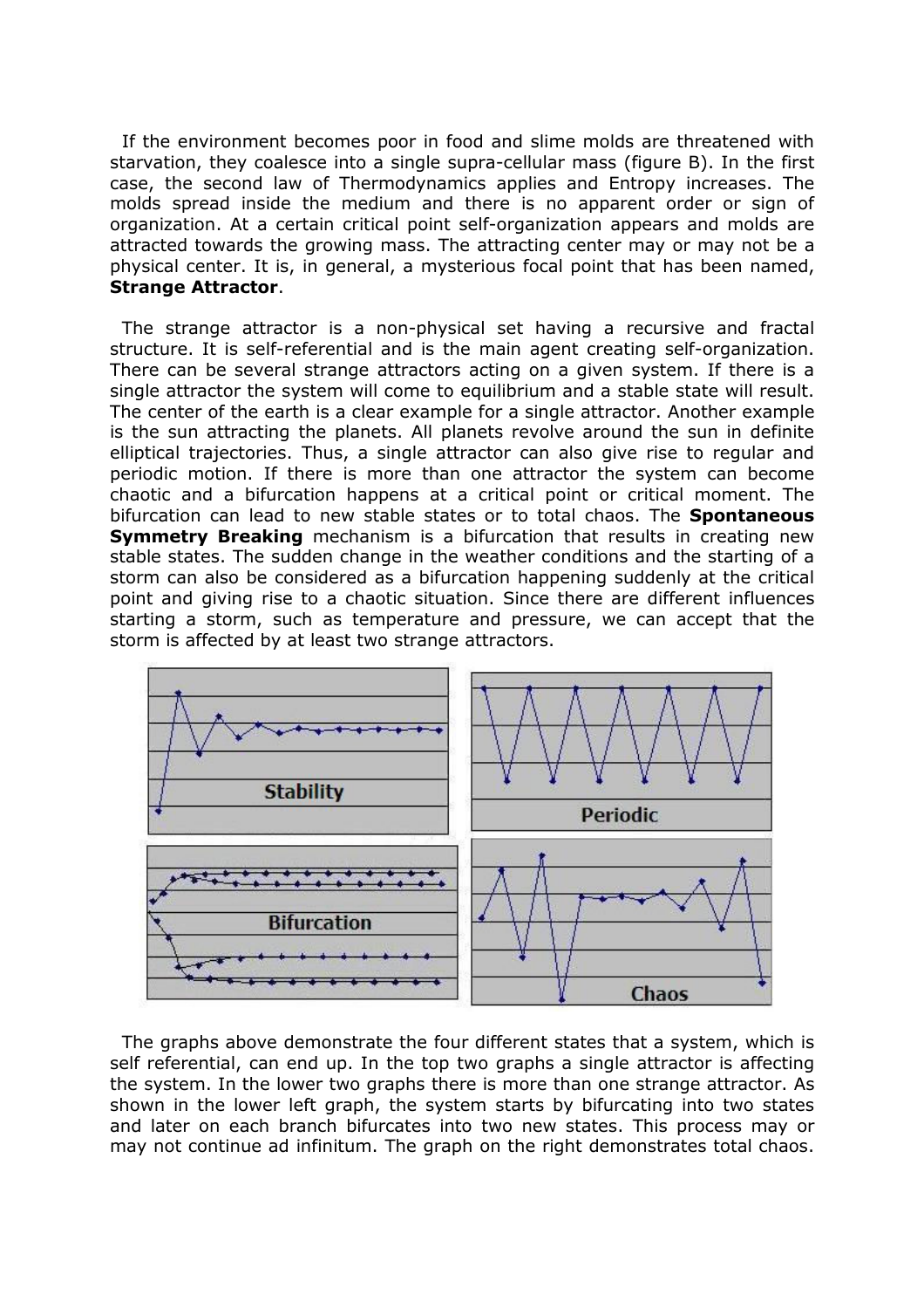If the environment becomes poor in food and slime molds are threatened with starvation, they coalesce into a single supra-cellular mass (figure B). In the first case, the second law of Thermodynamics applies and Entropy increases. The molds spread inside the medium and there is no apparent order or sign of organization. At a certain critical point self-organization appears and molds are attracted towards the growing mass. The attracting center may or may not be a physical center. It is, in general, a mysterious focal point that has been named, **Strange Attractor**.

The strange attractor is a non-physical set having a recursive and fractal structure. It is self-referential and is the main agent creating self-organization. There can be several strange attractors acting on a given system. If there is a single attractor the system will come to equilibrium and a stable state will result. The center of the earth is a clear example for a single attractor. Another example is the sun attracting the planets. All planets revolve around the sun in definite elliptical trajectories. Thus, a single attractor can also give rise to regular and periodic motion. If there is more than one attractor the system can become chaotic and a bifurcation happens at a critical point or critical moment. The bifurcation can lead to new stable states or to total chaos. The **Spontaneous Symmetry Breaking** mechanism is a bifurcation that results in creating new stable states. The sudden change in the weather conditions and the starting of a storm can also be considered as a bifurcation happening suddenly at the critical point and giving rise to a chaotic situation. Since there are different influences starting a storm, such as temperature and pressure, we can accept that the storm is affected by at least two strange attractors.

Stability

Periodic

Bifurcation

Chaos

The graphs above demonstrate the four different states that a system, which is self referential, can end up. In the top two graphs a single attractor is affecting the system. In the lower two graphs there is more than one strange attractor. As shown in the lower left graph, the system starts by bifurcating into two states and later on each branch bifurcates into two new states. This process may or may not continue ad infinitum. The graph on the right demonstrates total chaos.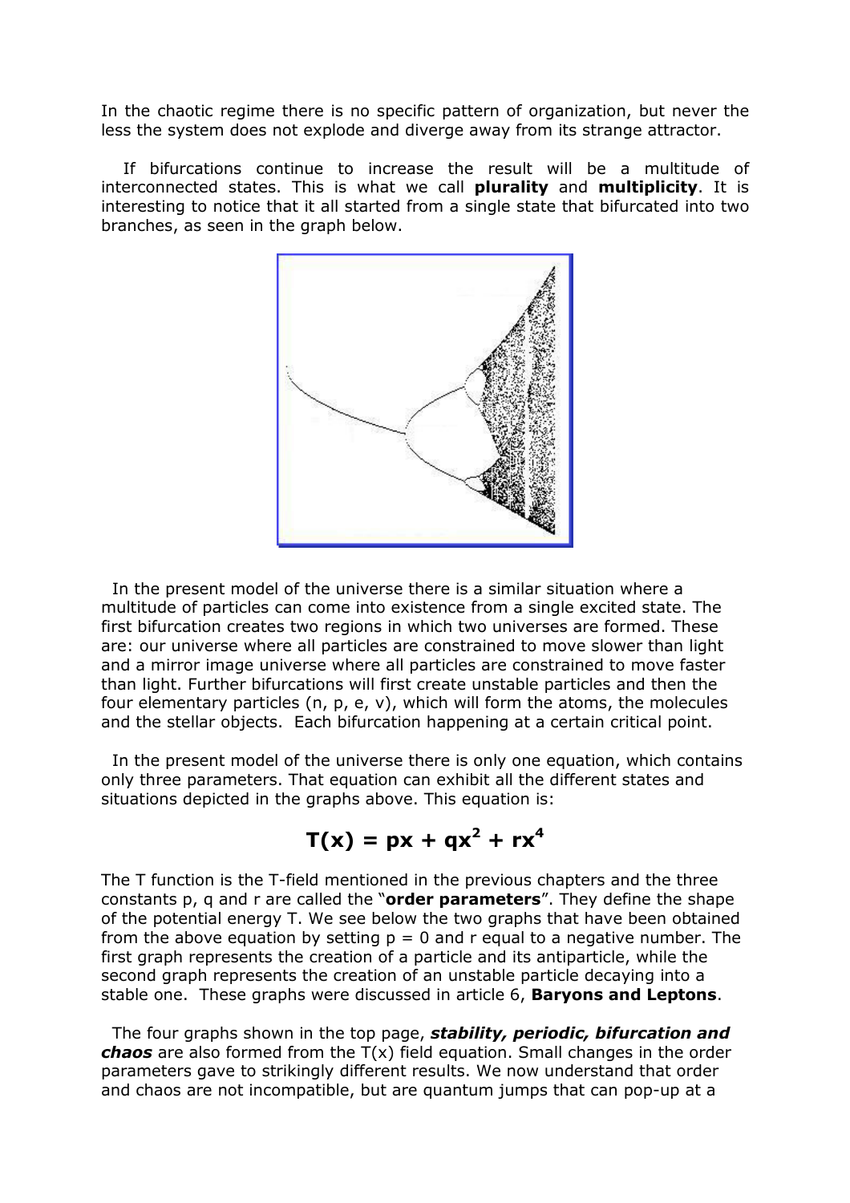In the chaotic regime there is no specific pattern of organization, but never the less the system does not explode and diverge away from its strange attractor.

If bifurcations continue to increase the result will be a multitude of interconnected states. This is what we call **plurality** and **multiplicity**. It is interesting to notice that it all started from a single state that bifurcated into two branches, as seen in the graph below.

In the present model of the universe there is a similar situation where a multitude of particles can come into existence from a single excited state. The first bifurcation creates two regions in which two universes are formed. These are: our universe where all particles are constrained to move slower than light and a mirror image universe where all particles are constrained to move faster than light. Further bifurcations will first create unstable particles and then the four elementary particles (n, p, e, v), which will form the atoms, the molecules and the stellar objects. Each bifurcation happening at a certain critical point.

In the present model of the universe there is only one equation, which contains only three parameters. That equation can exhibit all the different states and situations depicted in the graphs above. This equation is:

$$T(x) = px + qx^2 + rx^4$$

The T function is the T-field mentioned in the previous chapters and the three constants p, q and r are called the "**order parameters**". They define the shape of the potential energy T. We see below the two graphs that have been obtained from the above equation by setting $p = 0$ and r equal to a negative number. The first graph represents the creation of a particle and its antiparticle, while the second graph represents the creation of an unstable particle decaying into a stable one. These graphs were discussed in article 6, **Baryons and Leptons**.

The four graphs shown in the top page, ***stability, periodic, bifurcation and chaos*** are also formed from the T(x) field equation. Small changes in the order parameters gave to strikingly different results. We now understand that order and chaos are not incompatible, but are quantum jumps that can pop-up at a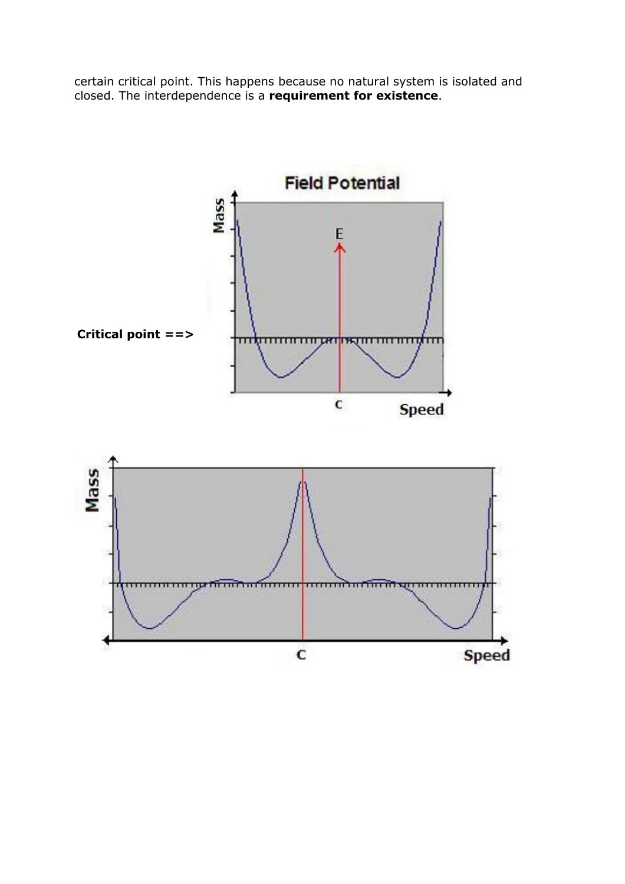certain critical point. This happens because no natural system is isolated and closed. The interdependence is a **requirement for existence**.

Field Potential

Mass

E

Critical point ==>

c

Speed

Mass

C

Speed